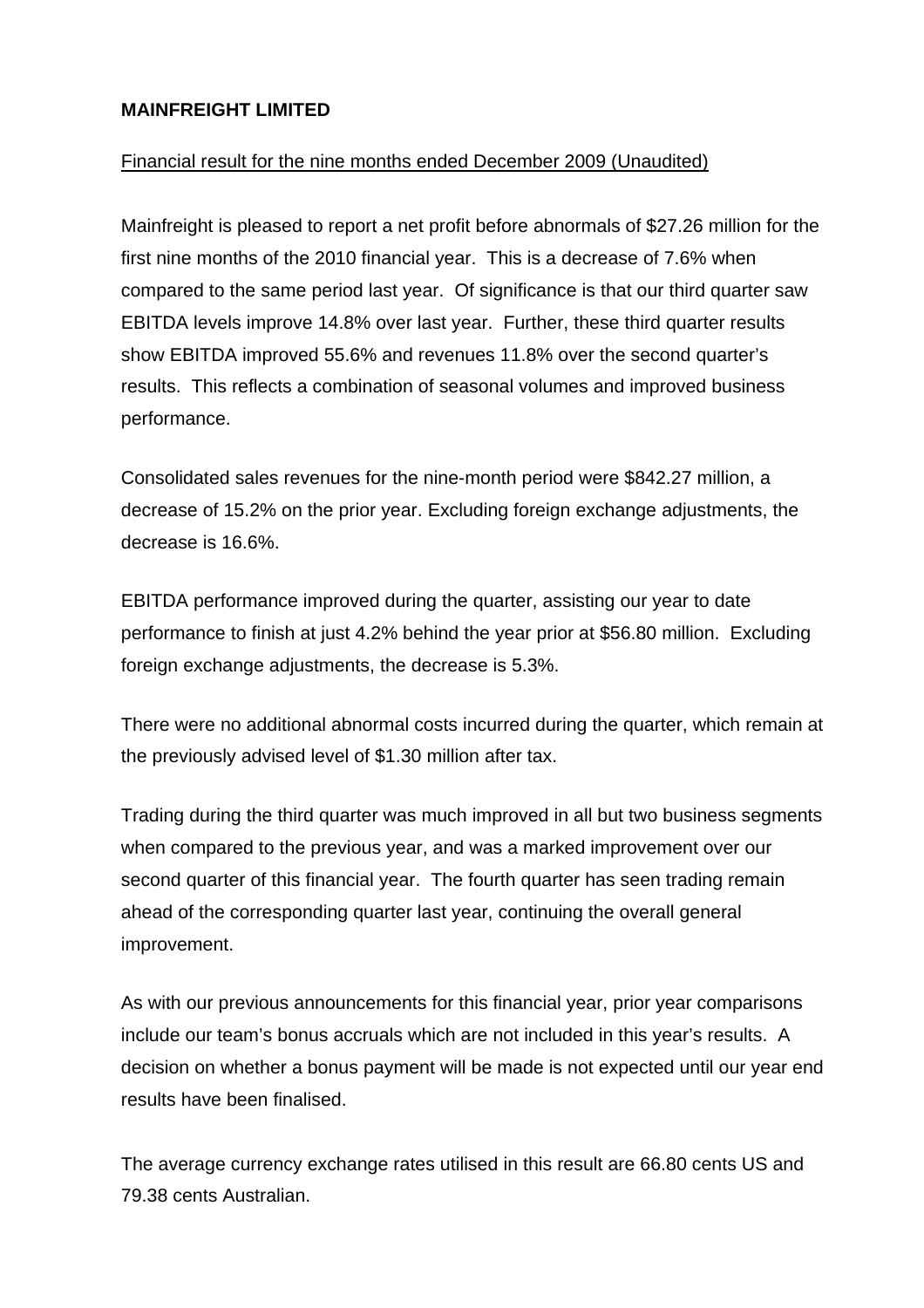**MAINFREIGHT LIMITED**

Financial result for the nine months ended December 2009 (Unaudited)

Mainfreight is pleased to report a net profit before abnormals of $27.26 million for the first nine months of the 2010 financial year. This is a decrease of 7.6% when compared to the same period last year. Of significance is that our third quarter saw EBITDA levels improve 14.8% over last year. Further, these third quarter results show EBITDA improved 55.6% and revenues 11.8% over the second quarter's results. This reflects a combination of seasonal volumes and improved business performance.

Consolidated sales revenues for the nine-month period were $842.27 million, a decrease of 15.2% on the prior year. Excluding foreign exchange adjustments, the decrease is 16.6%.

EBITDA performance improved during the quarter, assisting our year to date performance to finish at just 4.2% behind the year prior at $56.80 million. Excluding foreign exchange adjustments, the decrease is 5.3%.

There were no additional abnormal costs incurred during the quarter, which remain at the previously advised level of $1.30 million after tax.

Trading during the third quarter was much improved in all but two business segments when compared to the previous year, and was a marked improvement over our second quarter of this financial year. The fourth quarter has seen trading remain ahead of the corresponding quarter last year, continuing the overall general improvement.

As with our previous announcements for this financial year, prior year comparisons include our team's bonus accruals which are not included in this year's results. A decision on whether a bonus payment will be made is not expected until our year end results have been finalised.

The average currency exchange rates utilised in this result are 66.80 cents US and 79.38 cents Australian.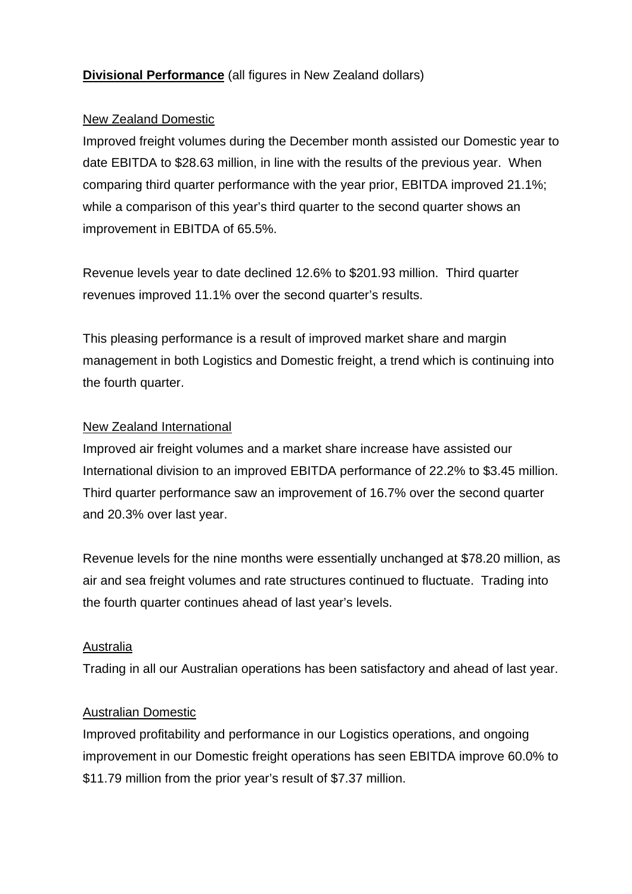**Divisional Performance** (all figures in New Zealand dollars)

New Zealand Domestic

Improved freight volumes during the December month assisted our Domestic year to date EBITDA to $28.63 million, in line with the results of the previous year. When comparing third quarter performance with the year prior, EBITDA improved 21.1%; while a comparison of this year's third quarter to the second quarter shows an improvement in EBITDA of 65.5%.

Revenue levels year to date declined 12.6% to $201.93 million. Third quarter revenues improved 11.1% over the second quarter's results.

This pleasing performance is a result of improved market share and margin management in both Logistics and Domestic freight, a trend which is continuing into the fourth quarter.

New Zealand International

Improved air freight volumes and a market share increase have assisted our International division to an improved EBITDA performance of 22.2% to $3.45 million. Third quarter performance saw an improvement of 16.7% over the second quarter and 20.3% over last year.

Revenue levels for the nine months were essentially unchanged at $78.20 million, as air and sea freight volumes and rate structures continued to fluctuate. Trading into the fourth quarter continues ahead of last year's levels.

Australia

Trading in all our Australian operations has been satisfactory and ahead of last year.

Australian Domestic

Improved profitability and performance in our Logistics operations, and ongoing improvement in our Domestic freight operations has seen EBITDA improve 60.0% to $11.79 million from the prior year's result of $7.37 million.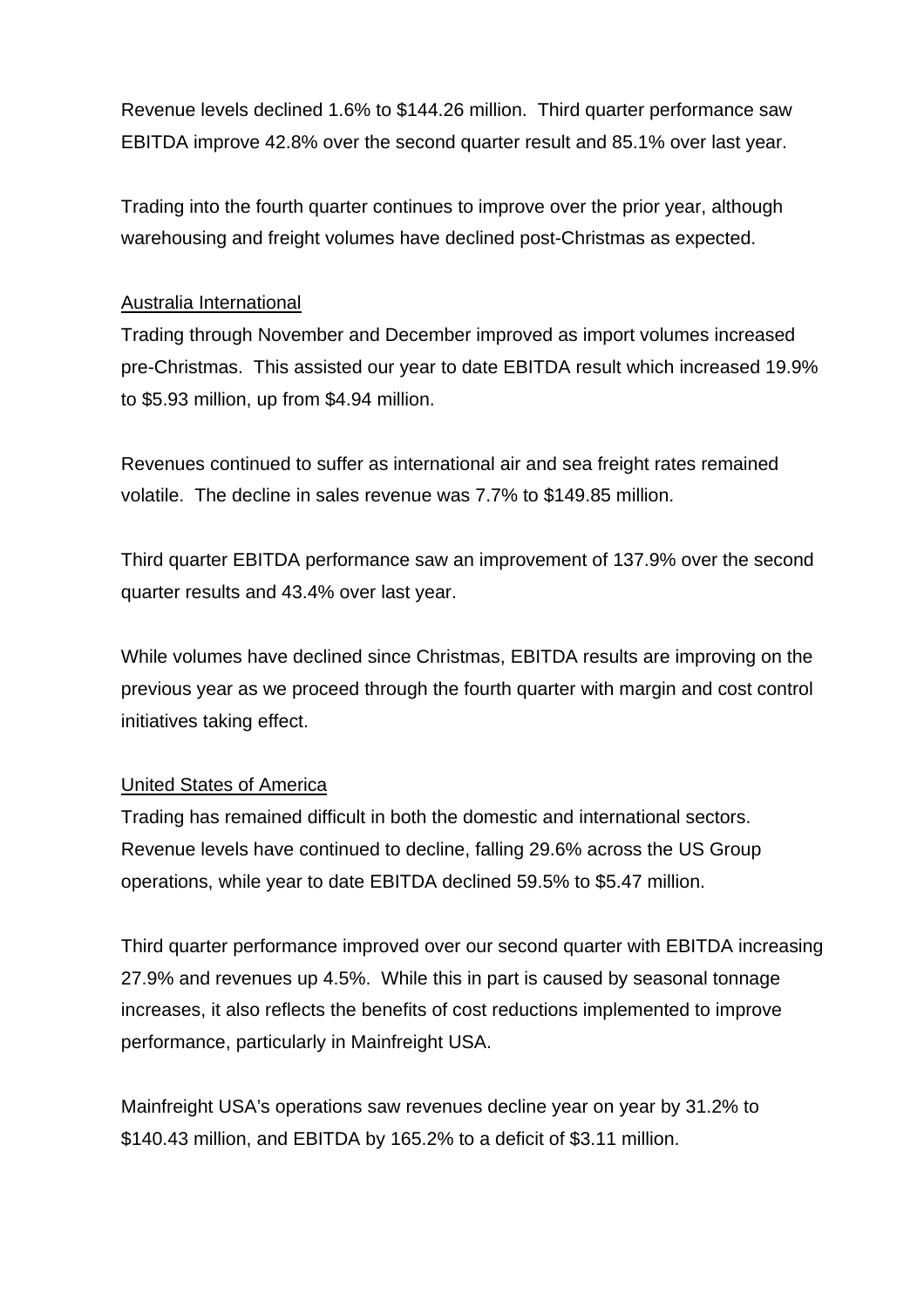Revenue levels declined 1.6% to $144.26 million.  Third quarter performance saw EBITDA improve 42.8% over the second quarter result and 85.1% over last year.

Trading into the fourth quarter continues to improve over the prior year, although warehousing and freight volumes have declined post-Christmas as expected.

<u>Australia International</u>

Trading through November and December improved as import volumes increased pre-Christmas.  This assisted our year to date EBITDA result which increased 19.9% to $5.93 million, up from $4.94 million.

Revenues continued to suffer as international air and sea freight rates remained volatile.  The decline in sales revenue was 7.7% to $149.85 million.

Third quarter EBITDA performance saw an improvement of 137.9% over the second quarter results and 43.4% over last year.

While volumes have declined since Christmas, EBITDA results are improving on the previous year as we proceed through the fourth quarter with margin and cost control initiatives taking effect.

<u>United States of America</u>

Trading has remained difficult in both the domestic and international sectors.  Revenue levels have continued to decline, falling 29.6% across the US Group operations, while year to date EBITDA declined 59.5% to $5.47 million.

Third quarter performance improved over our second quarter with EBITDA increasing 27.9% and revenues up 4.5%.  While this in part is caused by seasonal tonnage increases, it also reflects the benefits of cost reductions implemented to improve performance, particularly in Mainfreight USA.

Mainfreight USA's operations saw revenues decline year on year by 31.2% to $140.43 million, and EBITDA by 165.2% to a deficit of $3.11 million.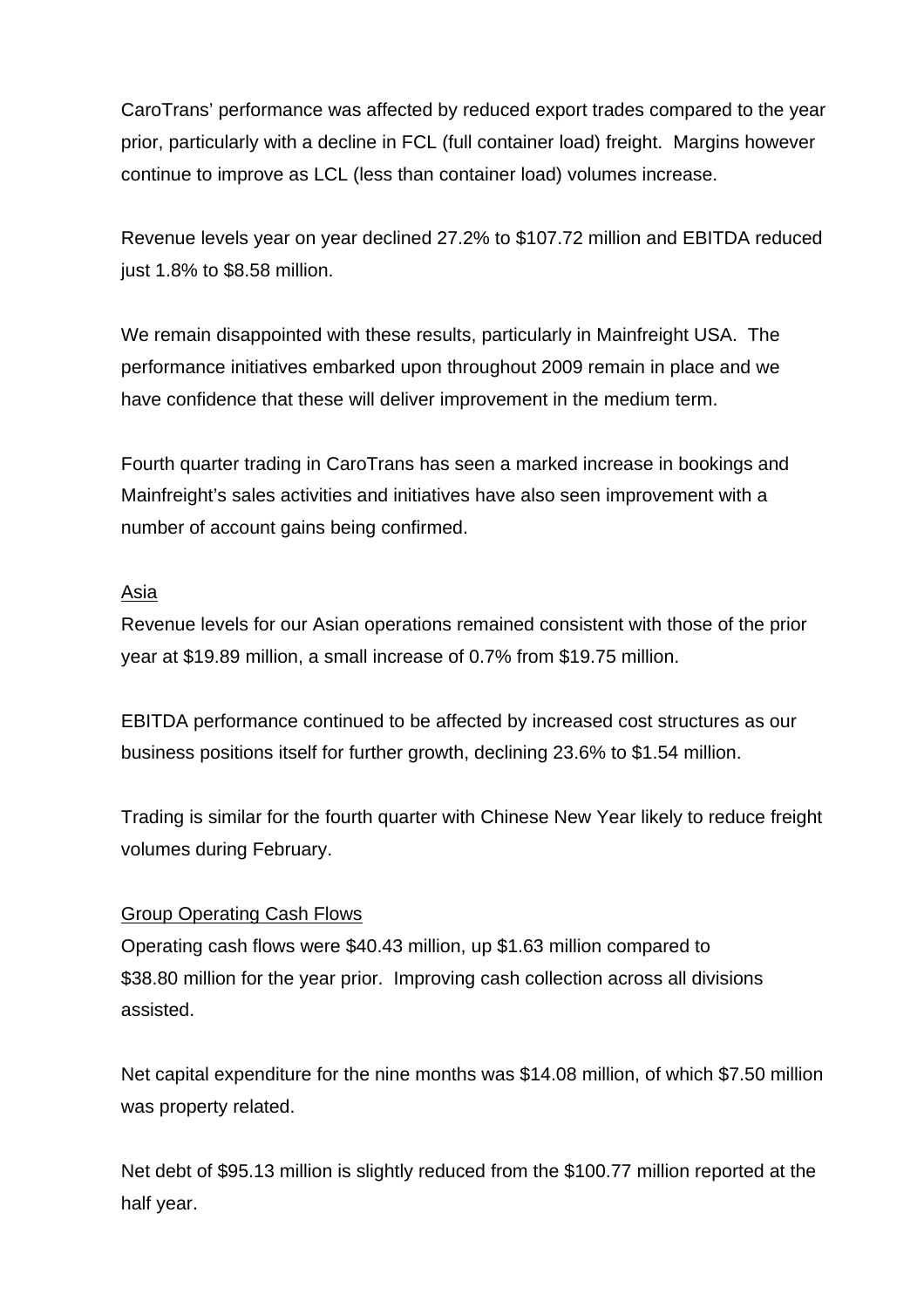CaroTrans' performance was affected by reduced export trades compared to the year prior, particularly with a decline in FCL (full container load) freight. Margins however continue to improve as LCL (less than container load) volumes increase.

Revenue levels year on year declined 27.2% to $107.72 million and EBITDA reduced just 1.8% to $8.58 million.

We remain disappointed with these results, particularly in Mainfreight USA. The performance initiatives embarked upon throughout 2009 remain in place and we have confidence that these will deliver improvement in the medium term.

Fourth quarter trading in CaroTrans has seen a marked increase in bookings and Mainfreight's sales activities and initiatives have also seen improvement with a number of account gains being confirmed.

## Asia

Revenue levels for our Asian operations remained consistent with those of the prior year at $19.89 million, a small increase of 0.7% from $19.75 million.

EBITDA performance continued to be affected by increased cost structures as our business positions itself for further growth, declining 23.6% to $1.54 million.

Trading is similar for the fourth quarter with Chinese New Year likely to reduce freight volumes during February.

## Group Operating Cash Flows

Operating cash flows were $40.43 million, up $1.63 million compared to $38.80 million for the year prior. Improving cash collection across all divisions assisted.

Net capital expenditure for the nine months was $14.08 million, of which $7.50 million was property related.

Net debt of $95.13 million is slightly reduced from the $100.77 million reported at the half year.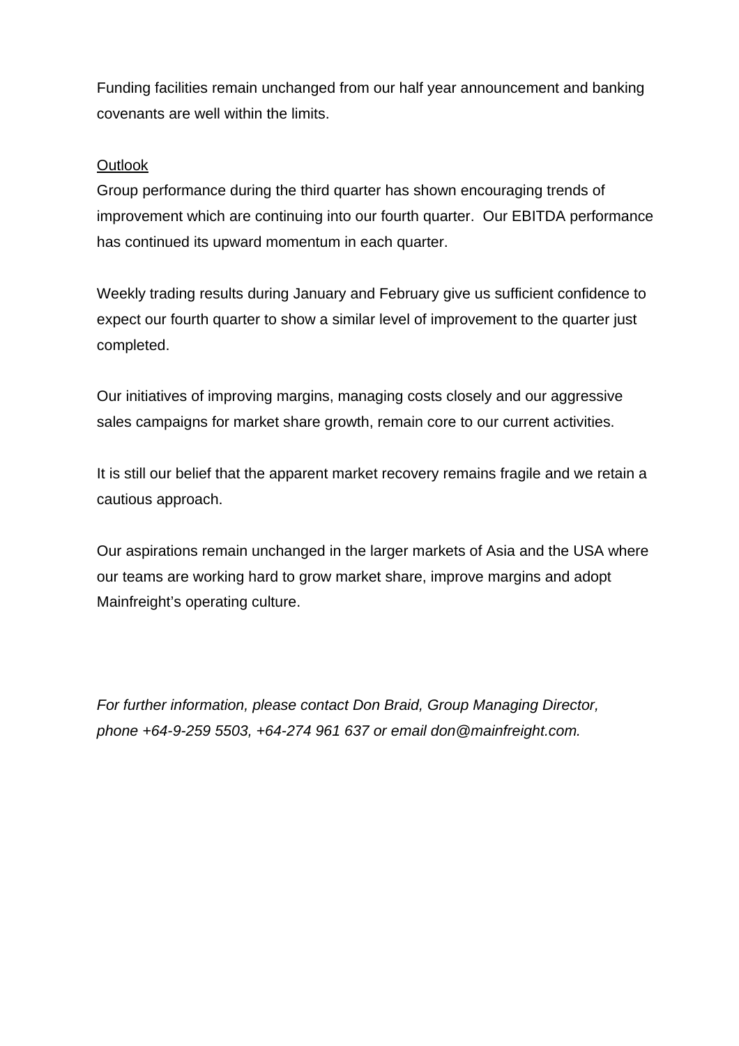Funding facilities remain unchanged from our half year announcement and banking covenants are well within the limits.

Outlook

Group performance during the third quarter has shown encouraging trends of improvement which are continuing into our fourth quarter. Our EBITDA performance has continued its upward momentum in each quarter.

Weekly trading results during January and February give us sufficient confidence to expect our fourth quarter to show a similar level of improvement to the quarter just completed.

Our initiatives of improving margins, managing costs closely and our aggressive sales campaigns for market share growth, remain core to our current activities.

It is still our belief that the apparent market recovery remains fragile and we retain a cautious approach.

Our aspirations remain unchanged in the larger markets of Asia and the USA where our teams are working hard to grow market share, improve margins and adopt Mainfreight's operating culture.

*For further information, please contact Don Braid, Group Managing Director, phone +64-9-259 5503, +64-274 961 637 or email don@mainfreight.com.*